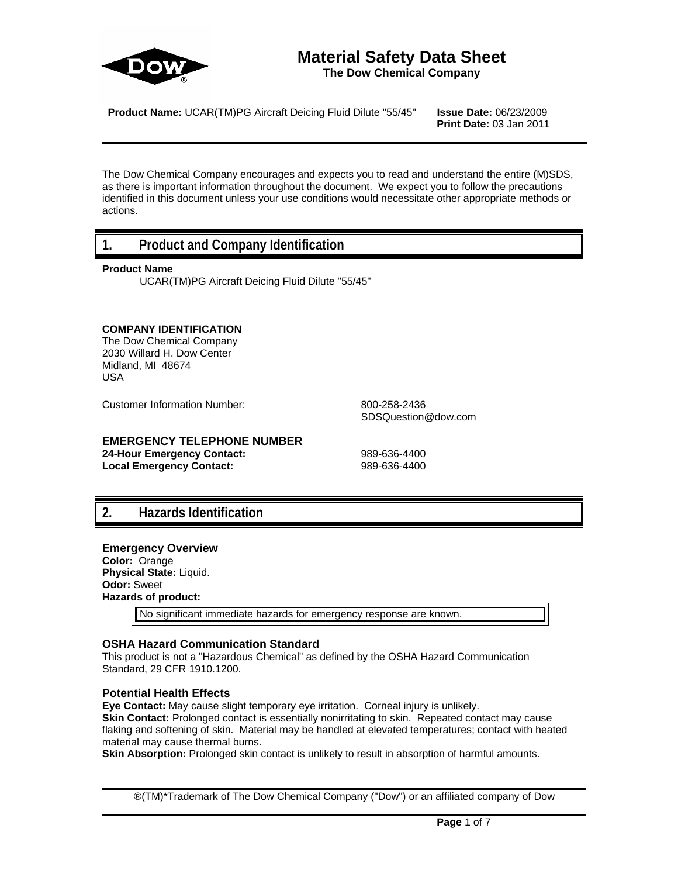# Material Safety Data Sheet

**The Dow Chemical Company**

**Product Name:** UCAR(TM)PG Aircraft Deicing Fluid Dilute "55/45" **Issue Date:** 06/23/2009
**Print Date:** 03 Jan 2011

The Dow Chemical Company encourages and expects you to read and understand the entire (M)SDS, as there is important information throughout the document. We expect you to follow the precautions identified in this document unless your use conditions would necessitate other appropriate methods or actions.

## 1. Product and Company Identification

**Product Name**

UCAR(TM)PG Aircraft Deicing Fluid Dilute "55/45"

**COMPANY IDENTIFICATION**
The Dow Chemical Company
2030 Willard H. Dow Center
Midland, MI 48674
USA

Customer Information Number: 800-258-2436
SDSQuestion@dow.com

**EMERGENCY TELEPHONE NUMBER**
**24-Hour Emergency Contact:** 989-636-4400
**Local Emergency Contact:** 989-636-4400

## 2. Hazards Identification

### Emergency Overview

**Color:** Orange
**Physical State:** Liquid.
**Odor:** Sweet
**Hazards of product:**

| No significant immediate hazards for emergency response are known. |
|---|

### OSHA Hazard Communication Standard

This product is not a "Hazardous Chemical" as defined by the OSHA Hazard Communication Standard, 29 CFR 1910.1200.

### Potential Health Effects

**Eye Contact:** May cause slight temporary eye irritation. Corneal injury is unlikely.
**Skin Contact:** Prolonged contact is essentially nonirritating to skin. Repeated contact may cause flaking and softening of skin. Material may be handled at elevated temperatures; contact with heated material may cause thermal burns.
**Skin Absorption:** Prolonged skin contact is unlikely to result in absorption of harmful amounts.

®(TM)*Trademark of The Dow Chemical Company ("Dow") or an affiliated company of Dow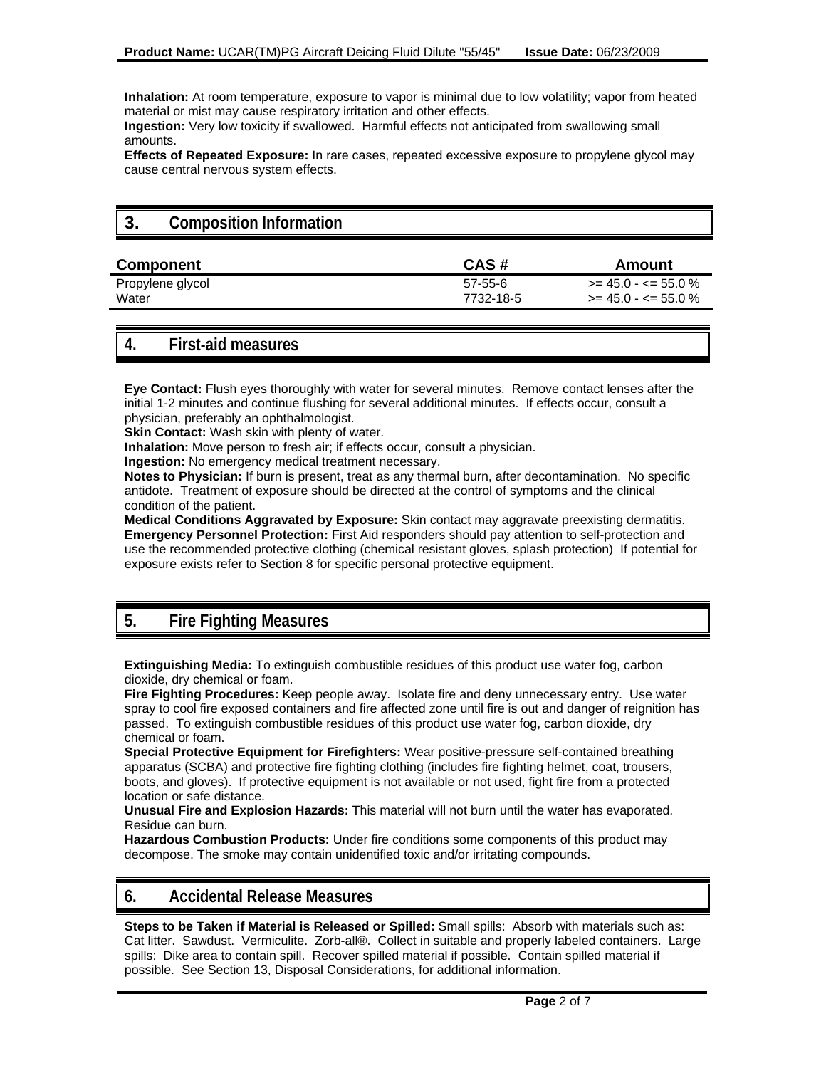**Inhalation:** At room temperature, exposure to vapor is minimal due to low volatility; vapor from heated material or mist may cause respiratory irritation and other effects.
**Ingestion:** Very low toxicity if swallowed. Harmful effects not anticipated from swallowing small amounts.
**Effects of Repeated Exposure:** In rare cases, repeated excessive exposure to propylene glycol may cause central nervous system effects.

## 3. Composition Information

| Component | CAS # | Amount |
|---|---|---|
| Propylene glycol | 57-55-6 | >= 45.0 - <= 55.0 % |
| Water | 7732-18-5 | >= 45.0 - <= 55.0 % |

## 4. First-aid measures

**Eye Contact:** Flush eyes thoroughly with water for several minutes. Remove contact lenses after the initial 1-2 minutes and continue flushing for several additional minutes. If effects occur, consult a physician, preferably an ophthalmologist.
**Skin Contact:** Wash skin with plenty of water.
**Inhalation:** Move person to fresh air; if effects occur, consult a physician.
**Ingestion:** No emergency medical treatment necessary.
**Notes to Physician:** If burn is present, treat as any thermal burn, after decontamination. No specific antidote. Treatment of exposure should be directed at the control of symptoms and the clinical condition of the patient.
**Medical Conditions Aggravated by Exposure:** Skin contact may aggravate preexisting dermatitis.
**Emergency Personnel Protection:** First Aid responders should pay attention to self-protection and use the recommended protective clothing (chemical resistant gloves, splash protection) If potential for exposure exists refer to Section 8 for specific personal protective equipment.

## 5. Fire Fighting Measures

**Extinguishing Media:** To extinguish combustible residues of this product use water fog, carbon dioxide, dry chemical or foam.
**Fire Fighting Procedures:** Keep people away. Isolate fire and deny unnecessary entry. Use water spray to cool fire exposed containers and fire affected zone until fire is out and danger of reignition has passed. To extinguish combustible residues of this product use water fog, carbon dioxide, dry chemical or foam.
**Special Protective Equipment for Firefighters:** Wear positive-pressure self-contained breathing apparatus (SCBA) and protective fire fighting clothing (includes fire fighting helmet, coat, trousers, boots, and gloves). If protective equipment is not available or not used, fight fire from a protected location or safe distance.
**Unusual Fire and Explosion Hazards:** This material will not burn until the water has evaporated. Residue can burn.
**Hazardous Combustion Products:** Under fire conditions some components of this product may decompose. The smoke may contain unidentified toxic and/or irritating compounds.

## 6. Accidental Release Measures

**Steps to be Taken if Material is Released or Spilled:** Small spills: Absorb with materials such as: Cat litter. Sawdust. Vermiculite. Zorb-all®. Collect in suitable and properly labeled containers. Large spills: Dike area to contain spill. Recover spilled material if possible. Contain spilled material if possible. See Section 13, Disposal Considerations, for additional information.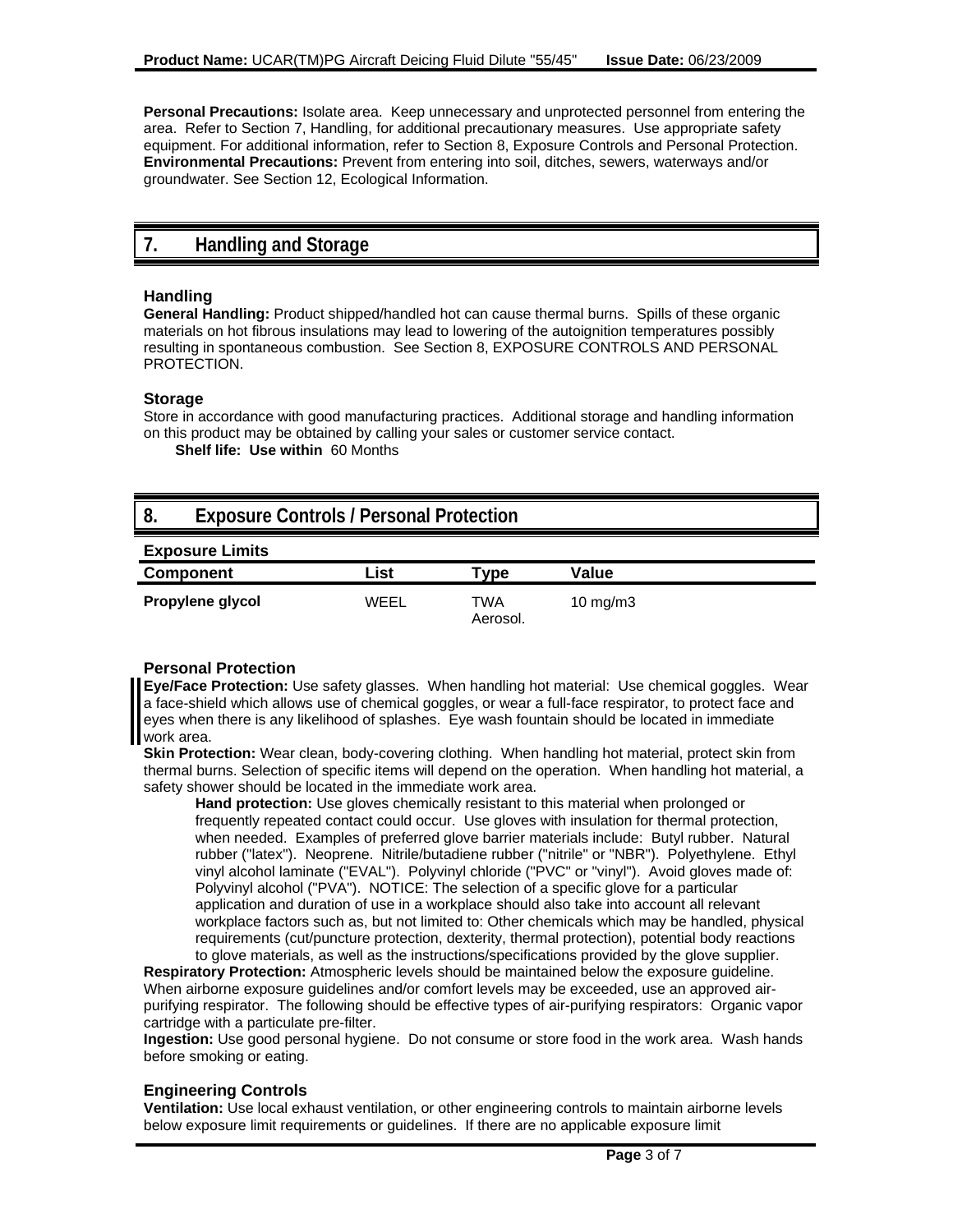**Personal Precautions:** Isolate area. Keep unnecessary and unprotected personnel from entering the area. Refer to Section 7, Handling, for additional precautionary measures. Use appropriate safety equipment. For additional information, refer to Section 8, Exposure Controls and Personal Protection.
**Environmental Precautions:** Prevent from entering into soil, ditches, sewers, waterways and/or groundwater. See Section 12, Ecological Information.

## 7. Handling and Storage

### Handling

**General Handling:** Product shipped/handled hot can cause thermal burns. Spills of these organic materials on hot fibrous insulations may lead to lowering of the autoignition temperatures possibly resulting in spontaneous combustion. See Section 8, EXPOSURE CONTROLS AND PERSONAL PROTECTION.

### Storage

Store in accordance with good manufacturing practices. Additional storage and handling information on this product may be obtained by calling your sales or customer service contact.

**Shelf life: Use within** 60 Months

## 8. Exposure Controls / Personal Protection

### Exposure Limits

| Component | List | Type | Value |
|---|---|---|---|
| **Propylene glycol** | WEEL | TWA Aerosol. | 10 mg/m3 |

### Personal Protection

**Eye/Face Protection:** Use safety glasses. When handling hot material: Use chemical goggles. Wear a face-shield which allows use of chemical goggles, or wear a full-face respirator, to protect face and eyes when there is any likelihood of splashes. Eye wash fountain should be located in immediate work area.

**Skin Protection:** Wear clean, body-covering clothing. When handling hot material, protect skin from thermal burns. Selection of specific items will depend on the operation. When handling hot material, a safety shower should be located in the immediate work area.

**Hand protection:** Use gloves chemically resistant to this material when prolonged or frequently repeated contact could occur. Use gloves with insulation for thermal protection, when needed. Examples of preferred glove barrier materials include: Butyl rubber. Natural rubber ("latex"). Neoprene. Nitrile/butadiene rubber ("nitrile" or "NBR"). Polyethylene. Ethyl vinyl alcohol laminate ("EVAL"). Polyvinyl chloride ("PVC" or "vinyl"). Avoid gloves made of: Polyvinyl alcohol ("PVA"). NOTICE: The selection of a specific glove for a particular application and duration of use in a workplace should also take into account all relevant workplace factors such as, but not limited to: Other chemicals which may be handled, physical requirements (cut/puncture protection, dexterity, thermal protection), potential body reactions to glove materials, as well as the instructions/specifications provided by the glove supplier.

**Respiratory Protection:** Atmospheric levels should be maintained below the exposure guideline. When airborne exposure guidelines and/or comfort levels may be exceeded, use an approved air-purifying respirator. The following should be effective types of air-purifying respirators: Organic vapor cartridge with a particulate pre-filter.

**Ingestion:** Use good personal hygiene. Do not consume or store food in the work area. Wash hands before smoking or eating.

### Engineering Controls

**Ventilation:** Use local exhaust ventilation, or other engineering controls to maintain airborne levels below exposure limit requirements or guidelines. If there are no applicable exposure limit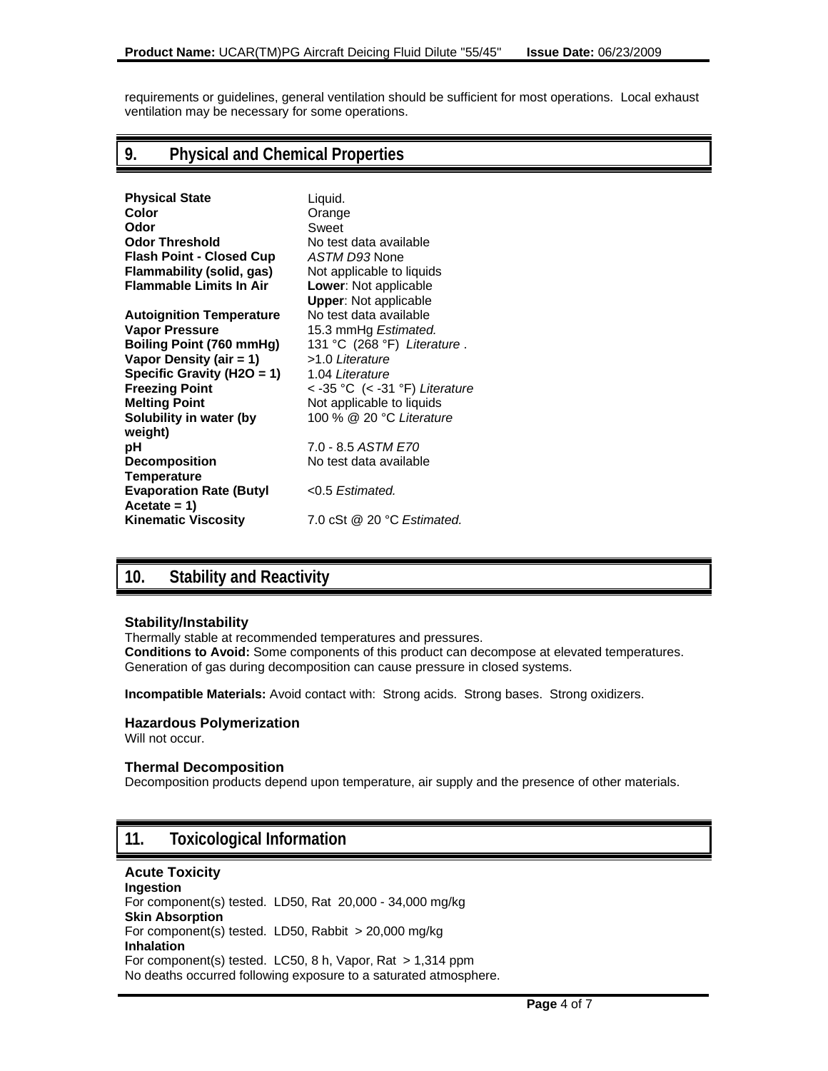requirements or guidelines, general ventilation should be sufficient for most operations. Local exhaust ventilation may be necessary for some operations.

## 9. Physical and Chemical Properties

| | |
|---|---|
| **Physical State** | Liquid. |
| **Color** | Orange |
| **Odor** | Sweet |
| **Odor Threshold** | No test data available |
| **Flash Point - Closed Cup** | *ASTM D93* None |
| **Flammability (solid, gas)** | Not applicable to liquids |
| **Flammable Limits In Air** | **Lower**: Not applicable<br>**Upper**: Not applicable |
| **Autoignition Temperature** | No test data available |
| **Vapor Pressure** | 15.3 mmHg *Estimated.* |
| **Boiling Point (760 mmHg)** | 131 °C (268 °F) *Literature* . |
| **Vapor Density (air = 1)** | >1.0 *Literature* |
| **Specific Gravity (H2O = 1)** | 1.04 *Literature* |
| **Freezing Point** | < -35 °C (< -31 °F) *Literature* |
| **Melting Point** | Not applicable to liquids |
| **Solubility in water (by weight)** | 100 % @ 20 °C *Literature* |
| **pH** | 7.0 - 8.5 *ASTM E70* |
| **Decomposition Temperature** | No test data available |
| **Evaporation Rate (Butyl Acetate = 1)** | <0.5 *Estimated.* |
| **Kinematic Viscosity** | 7.0 cSt @ 20 °C *Estimated.* |

## 10. Stability and Reactivity

### Stability/Instability

Thermally stable at recommended temperatures and pressures.
**Conditions to Avoid:** Some components of this product can decompose at elevated temperatures. Generation of gas during decomposition can cause pressure in closed systems.

**Incompatible Materials:** Avoid contact with: Strong acids. Strong bases. Strong oxidizers.

### Hazardous Polymerization

Will not occur.

### Thermal Decomposition

Decomposition products depend upon temperature, air supply and the presence of other materials.

## 11. Toxicological Information

### Acute Toxicity

**Ingestion**
For component(s) tested. LD50, Rat 20,000 - 34,000 mg/kg
**Skin Absorption**
For component(s) tested. LD50, Rabbit > 20,000 mg/kg
**Inhalation**
For component(s) tested. LC50, 8 h, Vapor, Rat > 1,314 ppm
No deaths occurred following exposure to a saturated atmosphere.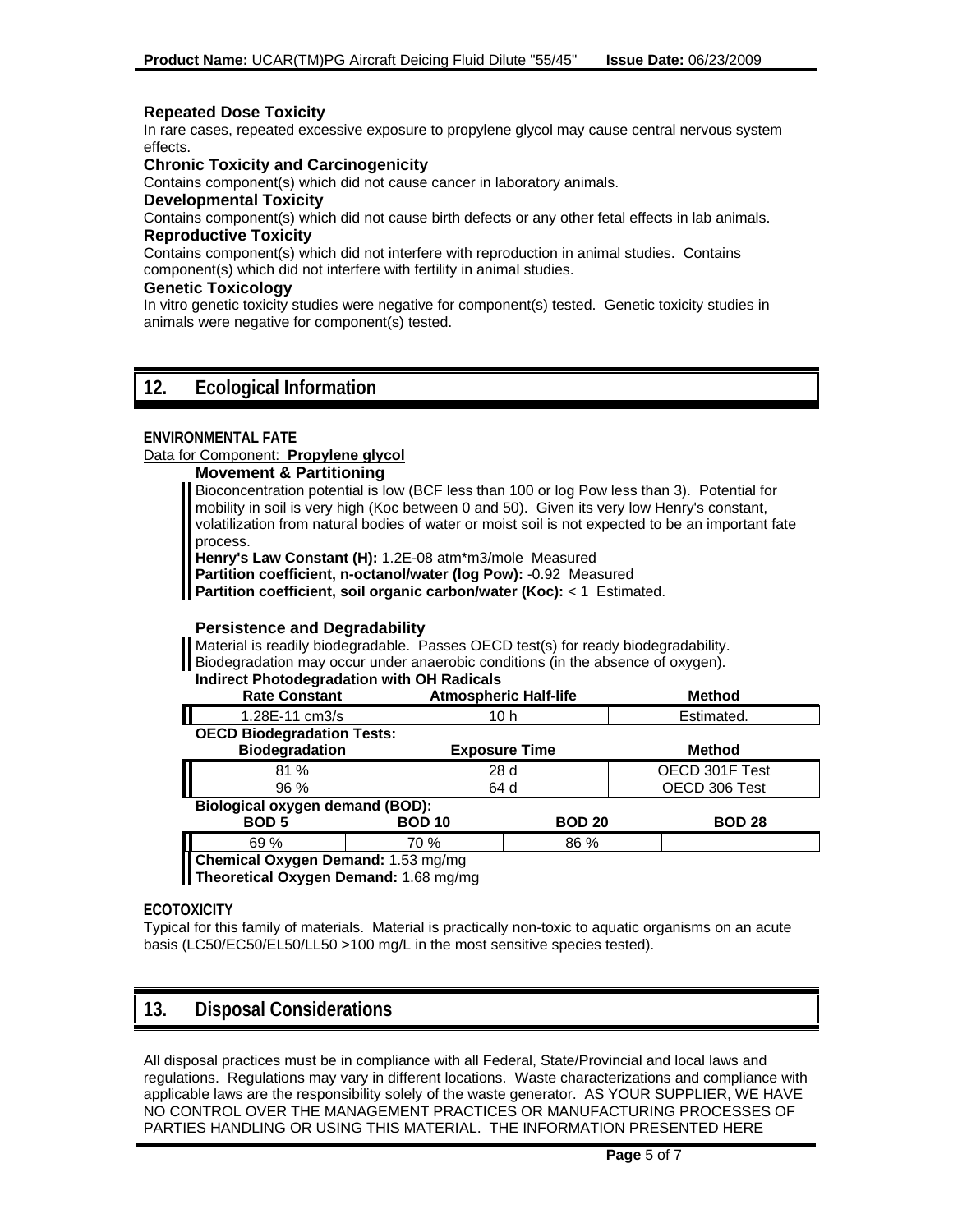### Repeated Dose Toxicity

In rare cases, repeated excessive exposure to propylene glycol may cause central nervous system effects.

### Chronic Toxicity and Carcinogenicity

Contains component(s) which did not cause cancer in laboratory animals.

### Developmental Toxicity

Contains component(s) which did not cause birth defects or any other fetal effects in lab animals.

### Reproductive Toxicity

Contains component(s) which did not interfere with reproduction in animal studies. Contains component(s) which did not interfere with fertility in animal studies.

### Genetic Toxicology

In vitro genetic toxicity studies were negative for component(s) tested. Genetic toxicity studies in animals were negative for component(s) tested.

## 12. Ecological Information

**ENVIRONMENTAL FATE**

Data for Component: **Propylene glycol**

### Movement & Partitioning

Bioconcentration potential is low (BCF less than 100 or log Pow less than 3). Potential for mobility in soil is very high (Koc between 0 and 50). Given its very low Henry's constant, volatilization from natural bodies of water or moist soil is not expected to be an important fate process.

**Henry's Law Constant (H):** 1.2E-08 atm*m3/mole Measured

**Partition coefficient, n-octanol/water (log Pow):** -0.92 Measured

**Partition coefficient, soil organic carbon/water (Koc):** < 1 Estimated.

### Persistence and Degradability

Material is readily biodegradable. Passes OECD test(s) for ready biodegradability. Biodegradation may occur under anaerobic conditions (in the absence of oxygen).

**Indirect Photodegradation with OH Radicals**

| Rate Constant | Atmospheric Half-life | Method |
|---|---|---|
| 1.28E-11 cm3/s | 10 h | Estimated. |

**OECD Biodegradation Tests:**

| Biodegradation | Exposure Time | Method |
|---|---|---|
| 81 % | 28 d | OECD 301F Test |
| 96 % | 64 d | OECD 306 Test |

**Biological oxygen demand (BOD):**

| BOD 5 | BOD 10 | BOD 20 | BOD 28 |
|---|---|---|---|
| 69 % | 70 % | 86 % | |

**Chemical Oxygen Demand:** 1.53 mg/mg

**Theoretical Oxygen Demand:** 1.68 mg/mg

**ECOTOXICITY**

Typical for this family of materials. Material is practically non-toxic to aquatic organisms on an acute basis (LC50/EC50/EL50/LL50 >100 mg/L in the most sensitive species tested).

## 13. Disposal Considerations

All disposal practices must be in compliance with all Federal, State/Provincial and local laws and regulations. Regulations may vary in different locations. Waste characterizations and compliance with applicable laws are the responsibility solely of the waste generator. AS YOUR SUPPLIER, WE HAVE NO CONTROL OVER THE MANAGEMENT PRACTICES OR MANUFACTURING PROCESSES OF PARTIES HANDLING OR USING THIS MATERIAL. THE INFORMATION PRESENTED HERE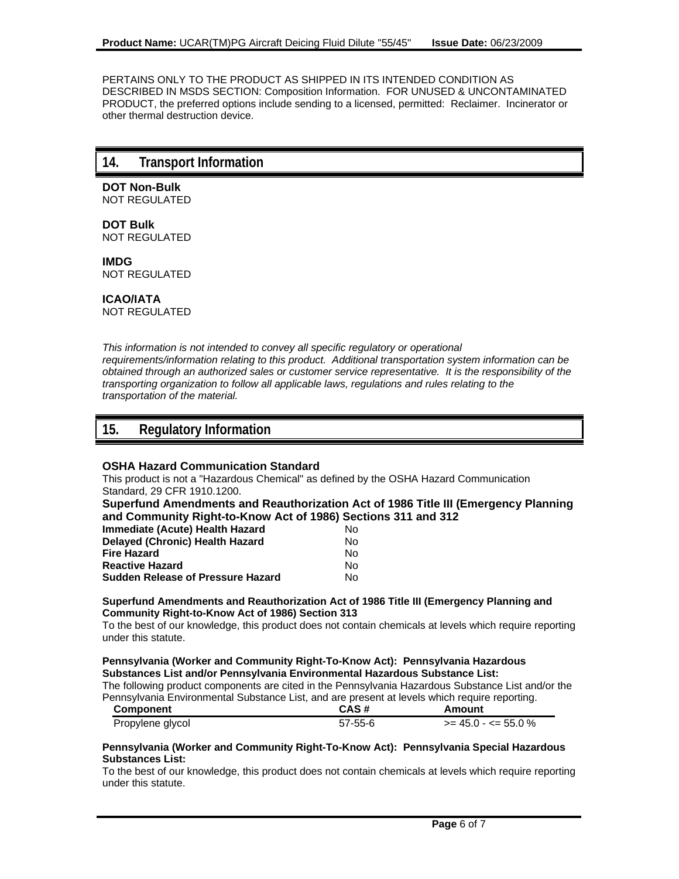PERTAINS ONLY TO THE PRODUCT AS SHIPPED IN ITS INTENDED CONDITION AS DESCRIBED IN MSDS SECTION: Composition Information. FOR UNUSED & UNCONTAMINATED PRODUCT, the preferred options include sending to a licensed, permitted: Reclaimer. Incinerator or other thermal destruction device.

## 14. Transport Information

**DOT Non-Bulk**
NOT REGULATED

**DOT Bulk**
NOT REGULATED

**IMDG**
NOT REGULATED

**ICAO/IATA**
NOT REGULATED

*This information is not intended to convey all specific regulatory or operational requirements/information relating to this product. Additional transportation system information can be obtained through an authorized sales or customer service representative. It is the responsibility of the transporting organization to follow all applicable laws, regulations and rules relating to the transportation of the material.*

## 15. Regulatory Information

**OSHA Hazard Communication Standard**

This product is not a "Hazardous Chemical" as defined by the OSHA Hazard Communication Standard, 29 CFR 1910.1200.

**Superfund Amendments and Reauthorization Act of 1986 Title III (Emergency Planning and Community Right-to-Know Act of 1986) Sections 311 and 312**

| | |
|---|---|
| **Immediate (Acute) Health Hazard** | No |
| **Delayed (Chronic) Health Hazard** | No |
| **Fire Hazard** | No |
| **Reactive Hazard** | No |
| **Sudden Release of Pressure Hazard** | No |

**Superfund Amendments and Reauthorization Act of 1986 Title III (Emergency Planning and Community Right-to-Know Act of 1986) Section 313**

To the best of our knowledge, this product does not contain chemicals at levels which require reporting under this statute.

**Pennsylvania (Worker and Community Right-To-Know Act): Pennsylvania Hazardous Substances List and/or Pennsylvania Environmental Hazardous Substance List:**

The following product components are cited in the Pennsylvania Hazardous Substance List and/or the Pennsylvania Environmental Substance List, and are present at levels which require reporting.

| Component | CAS # | Amount |
|---|---|---|
| Propylene glycol | 57-55-6 | >= 45.0 - <= 55.0 % |

**Pennsylvania (Worker and Community Right-To-Know Act): Pennsylvania Special Hazardous Substances List:**

To the best of our knowledge, this product does not contain chemicals at levels which require reporting under this statute.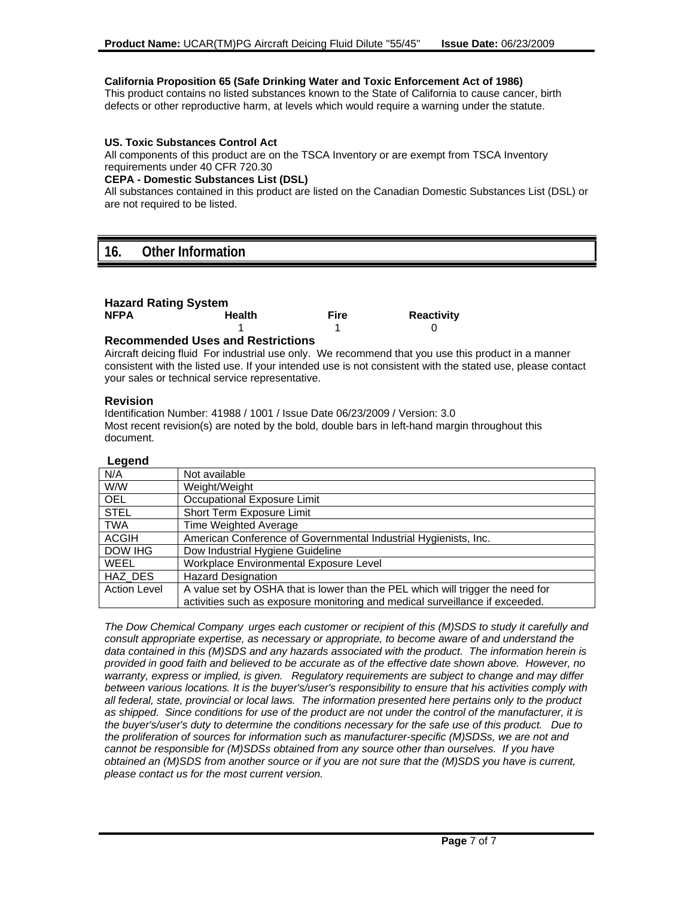**California Proposition 65 (Safe Drinking Water and Toxic Enforcement Act of 1986)**
This product contains no listed substances known to the State of California to cause cancer, birth defects or other reproductive harm, at levels which would require a warning under the statute.

**US. Toxic Substances Control Act**
All components of this product are on the TSCA Inventory or are exempt from TSCA Inventory requirements under 40 CFR 720.30

**CEPA - Domestic Substances List (DSL)**
All substances contained in this product are listed on the Canadian Domestic Substances List (DSL) or are not required to be listed.

## 16. Other Information

### Hazard Rating System

| NFPA | Health | Fire | Reactivity |
|---|---|---|---|
| | 1 | 1 | 0 |

### Recommended Uses and Restrictions

Aircraft deicing fluid For industrial use only. We recommend that you use this product in a manner consistent with the listed use. If your intended use is not consistent with the stated use, please contact your sales or technical service representative.

### Revision

Identification Number: 41988 / 1001 / Issue Date 06/23/2009 / Version: 3.0
Most recent revision(s) are noted by the bold, double bars in left-hand margin throughout this document.

### Legend

| | |
|---|---|
| N/A | Not available |
| W/W | Weight/Weight |
| OEL | Occupational Exposure Limit |
| STEL | Short Term Exposure Limit |
| TWA | Time Weighted Average |
| ACGIH | American Conference of Governmental Industrial Hygienists, Inc. |
| DOW IHG | Dow Industrial Hygiene Guideline |
| WEEL | Workplace Environmental Exposure Level |
| HAZ_DES | Hazard Designation |
| Action Level | A value set by OSHA that is lower than the PEL which will trigger the need for activities such as exposure monitoring and medical surveillance if exceeded. |

*The Dow Chemical Company urges each customer or recipient of this (M)SDS to study it carefully and consult appropriate expertise, as necessary or appropriate, to become aware of and understand the data contained in this (M)SDS and any hazards associated with the product. The information herein is provided in good faith and believed to be accurate as of the effective date shown above. However, no warranty, express or implied, is given. Regulatory requirements are subject to change and may differ between various locations. It is the buyer's/user's responsibility to ensure that his activities comply with all federal, state, provincial or local laws. The information presented here pertains only to the product as shipped. Since conditions for use of the product are not under the control of the manufacturer, it is the buyer's/user's duty to determine the conditions necessary for the safe use of this product. Due to the proliferation of sources for information such as manufacturer-specific (M)SDSs, we are not and cannot be responsible for (M)SDSs obtained from any source other than ourselves. If you have obtained an (M)SDS from another source or if you are not sure that the (M)SDS you have is current, please contact us for the most current version.*